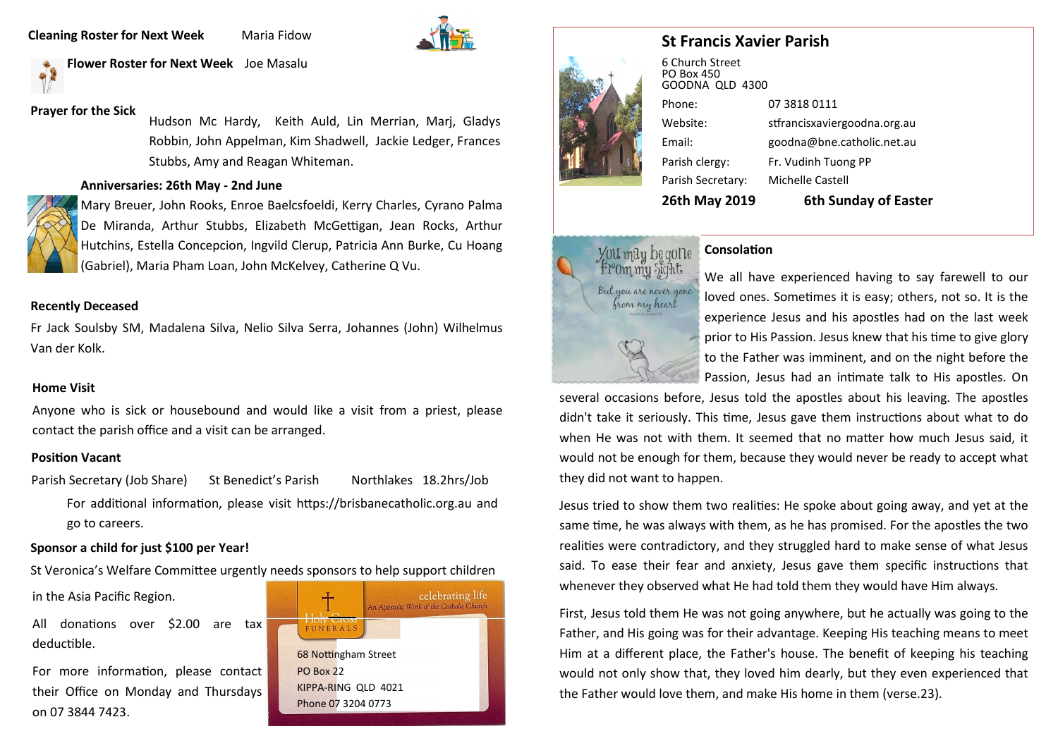**Cleaning Roster for Next Week** Maria Fidow

**Flower Roster for Next Week** Joe Masalu

**Prayer for the Sick**

Hudson Mc Hardy, Keith Auld, Lin Merrian, Marj, Gladys Robbin, John Appelman, Kim Shadwell, Jackie Ledger, Frances Stubbs, Amy and Reagan Whiteman.

**Anniversaries: 26th May - 2nd June**

Mary Breuer, John Rooks, Enroe Baelcsfoeldi, Kerry Charles, Cyrano Palma De Miranda, Arthur Stubbs, Elizabeth McGettigan, Jean Rocks, Arthur Hutchins, Estella Concepcion, Ingvild Clerup, Patricia Ann Burke, Cu Hoang (Gabriel), Maria Pham Loan, John McKelvey, Catherine Q Vu.

**Recently Deceased**

Fr Jack Soulsby SM, Madalena Silva, Nelio Silva Serra, Johannes (John) Wilhelmus Van der Kolk.

**Home Visit**

Anyone who is sick or housebound and would like a visit from a priest, please contact the parish office and a visit can be arranged.

**Position Vacant**

Parish Secretary (Job Share) St Benedict's Parish Northlakes 18.2hrs/Job

For additional information, please visit https://brisbanecatholic.org.au and go to careers.

**Sponsor a child for just $100 per Year!**

St Veronica's Welfare Committee urgently needs sponsors to help support children in the Asia Pacific Region.

All donations over $2.00 are tax deductible.

For more information, please contact their Office on Monday and Thursdays on 07 3844 7423.

Holy Cross FUNERALS — celebrating life — An Apostolic Work of the Catholic Church

68 Nottingham Street
PO Box 22
KIPPA-RING QLD 4021
Phone 07 3204 0773

## St Francis Xavier Parish

6 Church Street
PO Box 450
GOODNA QLD 4300

| | |
|---|---|
| Phone: | 07 3818 0111 |
| Website: | stfrancisxaviergoodna.org.au |
| Email: | goodna@bne.catholic.net.au |
| Parish clergy: | Fr. Vudinh Tuong PP |
| Parish Secretary: | Michelle Castell |

**26th May 2019** **6th Sunday of Easter**

### Consolation

We all have experienced having to say farewell to our loved ones. Sometimes it is easy; others, not so. It is the experience Jesus and his apostles had on the last week prior to His Passion. Jesus knew that his time to give glory to the Father was imminent, and on the night before the Passion, Jesus had an intimate talk to His apostles. On several occasions before, Jesus told the apostles about his leaving. The apostles didn't take it seriously. This time, Jesus gave them instructions about what to do when He was not with them. It seemed that no matter how much Jesus said, it would not be enough for them, because they would never be ready to accept what they did not want to happen.

Jesus tried to show them two realities: He spoke about going away, and yet at the same time, he was always with them, as he has promised. For the apostles the two realities were contradictory, and they struggled hard to make sense of what Jesus said. To ease their fear and anxiety, Jesus gave them specific instructions that whenever they observed what He had told them they would have Him always.

First, Jesus told them He was not going anywhere, but he actually was going to the Father, and His going was for their advantage. Keeping His teaching means to meet Him at a different place, the Father's house. The benefit of keeping his teaching would not only show that, they loved him dearly, but they even experienced that the Father would love them, and make His home in them (verse.23).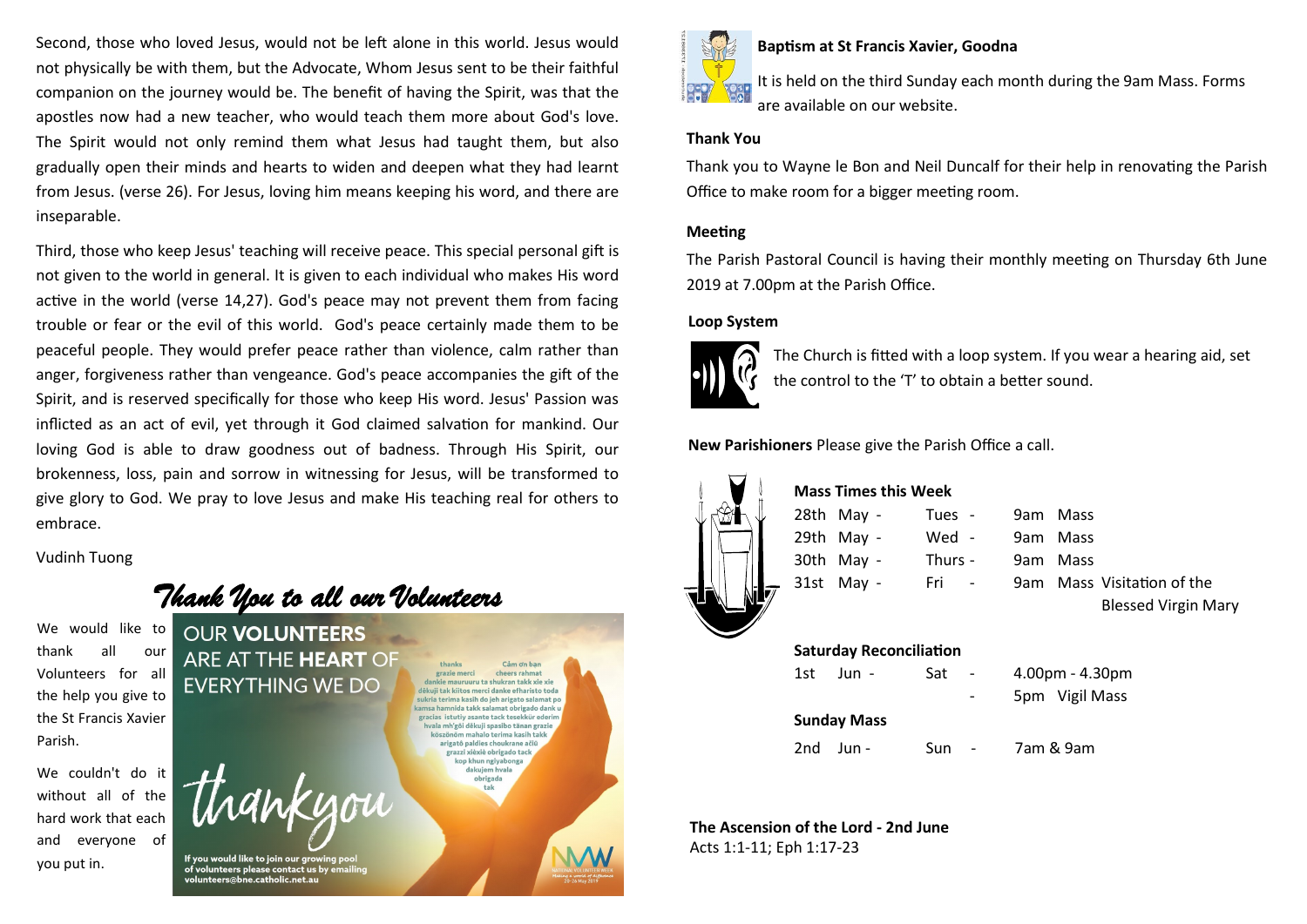Second, those who loved Jesus, would not be left alone in this world. Jesus would not physically be with them, but the Advocate, Whom Jesus sent to be their faithful companion on the journey would be. The benefit of having the Spirit, was that the apostles now had a new teacher, who would teach them more about God's love. The Spirit would not only remind them what Jesus had taught them, but also gradually open their minds and hearts to widen and deepen what they had learnt from Jesus. (verse 26). For Jesus, loving him means keeping his word, and there are inseparable.

Third, those who keep Jesus' teaching will receive peace. This special personal gift is not given to the world in general. It is given to each individual who makes His word active in the world (verse 14,27). God's peace may not prevent them from facing trouble or fear or the evil of this world. God's peace certainly made them to be peaceful people. They would prefer peace rather than violence, calm rather than anger, forgiveness rather than vengeance. God's peace accompanies the gift of the Spirit, and is reserved specifically for those who keep His word. Jesus' Passion was inflicted as an act of evil, yet through it God claimed salvation for mankind. Our loving God is able to draw goodness out of badness. Through His Spirit, our brokenness, loss, pain and sorrow in witnessing for Jesus, will be transformed to give glory to God. We pray to love Jesus and make His teaching real for others to embrace.

Vudinh Tuong

## *Thank You to all our Volunteers*

We would like to thank all our Volunteers for all the help you give to the St Francis Xavier Parish.

We couldn't do it without all of the hard work that each and everyone of you put in.

OUR **VOLUNTEERS** ARE AT THE **HEART** OF EVERYTHING WE DO

thankyou

If you would like to join our growing pool of volunteers please contact us by emailing volunteers@bne.catholic.net.au

**Baptism at St Francis Xavier, Goodna**

It is held on the third Sunday each month during the 9am Mass. Forms are available on our website.

**Thank You**

Thank you to Wayne le Bon and Neil Duncalf for their help in renovating the Parish Office to make room for a bigger meeting room.

**Meeting**

The Parish Pastoral Council is having their monthly meeting on Thursday 6th June 2019 at 7.00pm at the Parish Office.

**Loop System**

The Church is fitted with a loop system. If you wear a hearing aid, set the control to the 'T' to obtain a better sound.

**New Parishioners** Please give the Parish Office a call.

**Mass Times this Week**

| | | | |
|---|---|---|---|
| 28th May - | Tues - | 9am | Mass |
| 29th May - | Wed - | 9am | Mass |
| 30th May - | Thurs - | 9am | Mass |
| 31st May - | Fri - | 9am | Mass Visitation of the Blessed Virgin Mary |

**Saturday Reconciliation**

| | | |
|---|---|---|
| 1st Jun - | Sat - | 4.00pm - 4.30pm |
| | - | 5pm Vigil Mass |

**Sunday Mass**

| | | |
|---|---|---|
| 2nd Jun - | Sun - | 7am & 9am |

**The Ascension of the Lord - 2nd June**
Acts 1:1-11; Eph 1:17-23